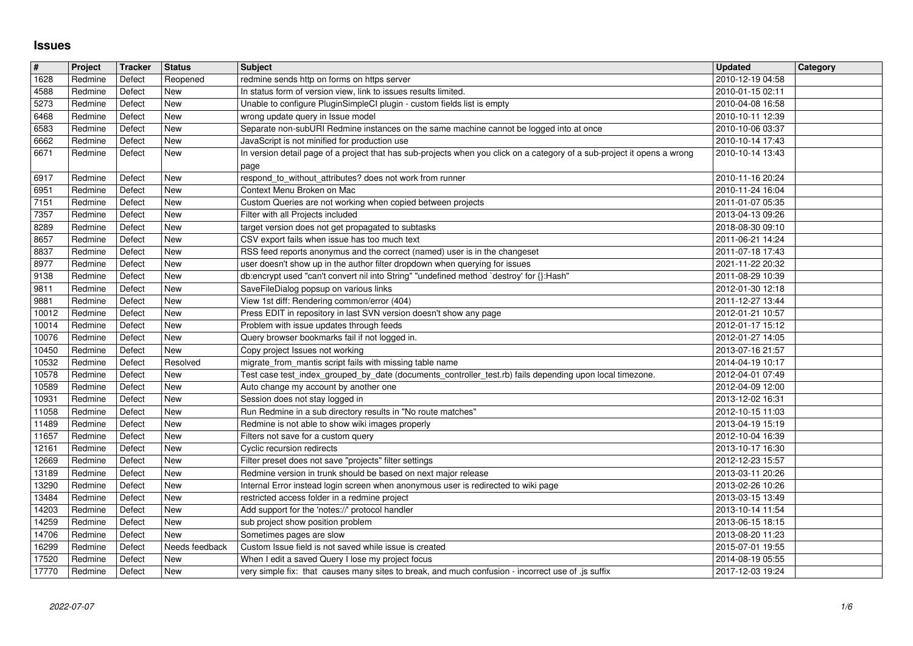# Issues

| # | Project | Tracker | Status | Subject | Updated | Category |
|---|---|---|---|---|---|---|
| 1628 | Redmine | Defect | Reopened | redmine sends http on forms on https server | 2010-12-19 04:58 | |
| 4588 | Redmine | Defect | New | In status form of version view, link to issues results limited. | 2010-01-15 02:11 | |
| 5273 | Redmine | Defect | New | Unable to configure PluginSimpleCI plugin - custom fields list is empty | 2010-04-08 16:58 | |
| 6468 | Redmine | Defect | New | wrong update query in Issue model | 2010-10-11 12:39 | |
| 6583 | Redmine | Defect | New | Separate non-subURI Redmine instances on the same machine cannot be logged into at once | 2010-10-06 03:37 | |
| 6662 | Redmine | Defect | New | JavaScript is not minified for production use | 2010-10-14 17:43 | |
| 6671 | Redmine | Defect | New | In version detail page of a project that has sub-projects when you click on a category of a sub-project it opens a wrong page | 2010-10-14 13:43 | |
| 6917 | Redmine | Defect | New | respond_to_without_attributes? does not work from runner | 2010-11-16 20:24 | |
| 6951 | Redmine | Defect | New | Context Menu Broken on Mac | 2010-11-24 16:04 | |
| 7151 | Redmine | Defect | New | Custom Queries are not working when copied between projects | 2011-01-07 05:35 | |
| 7357 | Redmine | Defect | New | Filter with all Projects included | 2013-04-13 09:26 | |
| 8289 | Redmine | Defect | New | target version does not get propagated to subtasks | 2018-08-30 09:10 | |
| 8657 | Redmine | Defect | New | CSV export fails when issue has too much text | 2011-06-21 14:24 | |
| 8837 | Redmine | Defect | New | RSS feed reports anonymus and the correct (named) user is in the changeset | 2011-07-18 17:43 | |
| 8977 | Redmine | Defect | New | user doesn't show up in the author filter dropdown when querying for issues | 2021-11-22 20:32 | |
| 9138 | Redmine | Defect | New | db:encrypt used "can't convert nil into String" "undefined method `destroy' for {}:Hash" | 2011-08-29 10:39 | |
| 9811 | Redmine | Defect | New | SaveFileDialog popsup on various links | 2012-01-30 12:18 | |
| 9881 | Redmine | Defect | New | View 1st diff: Rendering common/error (404) | 2011-12-27 13:44 | |
| 10012 | Redmine | Defect | New | Press EDIT in repository in last SVN version doesn't show any page | 2012-01-21 10:57 | |
| 10014 | Redmine | Defect | New | Problem with issue updates through feeds | 2012-01-17 15:12 | |
| 10076 | Redmine | Defect | New | Query browser bookmarks fail if not logged in. | 2012-01-27 14:05 | |
| 10450 | Redmine | Defect | New | Copy project Issues not working | 2013-07-16 21:57 | |
| 10532 | Redmine | Defect | Resolved | migrate_from_mantis script fails with missing table name | 2014-04-19 10:17 | |
| 10578 | Redmine | Defect | New | Test case test_index_grouped_by_date (documents_controller_test.rb) fails depending upon local timezone. | 2012-04-01 07:49 | |
| 10589 | Redmine | Defect | New | Auto change my account by another one | 2012-04-09 12:00 | |
| 10931 | Redmine | Defect | New | Session does not stay logged in | 2013-12-02 16:31 | |
| 11058 | Redmine | Defect | New | Run Redmine in a sub directory results in "No route matches" | 2012-10-15 11:03 | |
| 11489 | Redmine | Defect | New | Redmine is not able to show wiki images properly | 2013-04-19 15:19 | |
| 11657 | Redmine | Defect | New | Filters not save for a custom query | 2012-10-04 16:39 | |
| 12161 | Redmine | Defect | New | Cyclic recursion redirects | 2013-10-17 16:30 | |
| 12669 | Redmine | Defect | New | Filter preset does not save "projects" filter settings | 2012-12-23 15:57 | |
| 13189 | Redmine | Defect | New | Redmine version in trunk should be based on next major release | 2013-03-11 20:26 | |
| 13290 | Redmine | Defect | New | Internal Error instead login screen when anonymous user is redirected to wiki page | 2013-02-26 10:26 | |
| 13484 | Redmine | Defect | New | restricted access folder in a redmine project | 2013-03-15 13:49 | |
| 14203 | Redmine | Defect | New | Add support for the 'notes://' protocol handler | 2013-10-14 11:54 | |
| 14259 | Redmine | Defect | New | sub project show position problem | 2013-06-15 18:15 | |
| 14706 | Redmine | Defect | New | Sometimes pages are slow | 2013-08-20 11:23 | |
| 16299 | Redmine | Defect | Needs feedback | Custom Issue field is not saved while issue is created | 2015-07-01 19:55 | |
| 17520 | Redmine | Defect | New | When I edit a saved Query I lose my project focus | 2014-08-19 05:55 | |
| 17770 | Redmine | Defect | New | very simple fix: that causes many sites to break, and much confusion - incorrect use of .js suffix | 2017-12-03 19:24 | |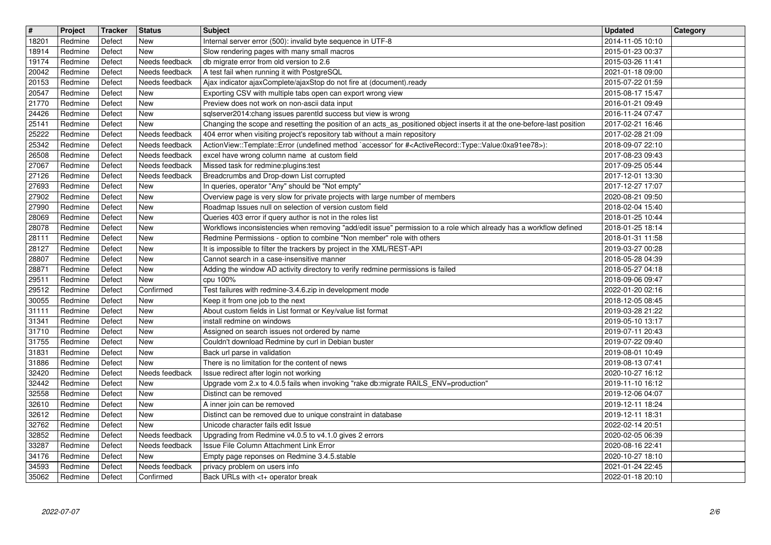| # | Project | Tracker | Status | Subject | Updated | Category |
|---|---|---|---|---|---|---|
| 18201 | Redmine | Defect | New | Internal server error (500): invalid byte sequence in UTF-8 | 2014-11-05 10:10 | |
| 18914 | Redmine | Defect | New | Slow rendering pages with many small macros | 2015-01-23 00:37 | |
| 19174 | Redmine | Defect | Needs feedback | db migrate error from old version to 2.6 | 2015-03-26 11:41 | |
| 20042 | Redmine | Defect | Needs feedback | A test fail when running it with PostgreSQL | 2021-01-18 09:00 | |
| 20153 | Redmine | Defect | Needs feedback | Ajax indicator ajaxComplete/ajaxStop do not fire at (document).ready | 2015-07-22 01:59 | |
| 20547 | Redmine | Defect | New | Exporting CSV with multiple tabs open can export wrong view | 2015-08-17 15:47 | |
| 21770 | Redmine | Defect | New | Preview does not work on non-ascii data input | 2016-01-21 09:49 | |
| 24426 | Redmine | Defect | New | sqlserver2014:chang issues parentId success but view is wrong | 2016-11-24 07:47 | |
| 25141 | Redmine | Defect | New | Changing the scope and resetting the position of an acts_as_positioned object inserts it at the one-before-last position | 2017-02-21 16:46 | |
| 25222 | Redmine | Defect | Needs feedback | 404 error when visiting project's repository tab without a main repository | 2017-02-28 21:09 | |
| 25342 | Redmine | Defect | Needs feedback | ActionView::Template::Error (undefined method `accessor' for #<ActiveRecord::Type::Value:0xa91ee78>): | 2018-09-07 22:10 | |
| 26508 | Redmine | Defect | Needs feedback | excel have wrong column name at custom field | 2017-08-23 09:43 | |
| 27067 | Redmine | Defect | Needs feedback | Missed task for redmine:plugins:test | 2017-09-25 05:44 | |
| 27126 | Redmine | Defect | Needs feedback | Breadcrumbs and Drop-down List corrupted | 2017-12-01 13:30 | |
| 27693 | Redmine | Defect | New | In queries, operator "Any" should be "Not empty" | 2017-12-27 17:07 | |
| 27902 | Redmine | Defect | New | Overview page is very slow for private projects with large number of members | 2020-08-21 09:50 | |
| 27990 | Redmine | Defect | New | Roadmap Issues null on selection of version custom field | 2018-02-04 15:40 | |
| 28069 | Redmine | Defect | New | Queries 403 error if query author is not in the roles list | 2018-01-25 10:44 | |
| 28078 | Redmine | Defect | New | Workflows inconsistencies when removing "add/edit issue" permission to a role which already has a workflow defined | 2018-01-25 18:14 | |
| 28111 | Redmine | Defect | New | Redmine Permissions - option to combine "Non member" role with others | 2018-01-31 11:58 | |
| 28127 | Redmine | Defect | New | It is impossible to filter the trackers by project in the XML/REST-API | 2019-03-27 00:28 | |
| 28807 | Redmine | Defect | New | Cannot search in a case-insensitive manner | 2018-05-28 04:39 | |
| 28871 | Redmine | Defect | New | Adding the window AD activity directory to verify redmine permissions is failed | 2018-05-27 04:18 | |
| 29511 | Redmine | Defect | New | cpu 100% | 2018-09-06 09:47 | |
| 29512 | Redmine | Defect | Confirmed | Test failures with redmine-3.4.6.zip in development mode | 2022-01-20 02:16 | |
| 30055 | Redmine | Defect | New | Keep it from one job to the next | 2018-12-05 08:45 | |
| 31111 | Redmine | Defect | New | About custom fields in List format or Key/value list format | 2019-03-28 21:22 | |
| 31341 | Redmine | Defect | New | install redmine on windows | 2019-05-10 13:17 | |
| 31710 | Redmine | Defect | New | Assigned on search issues not ordered by name | 2019-07-11 20:43 | |
| 31755 | Redmine | Defect | New | Couldn't download Redmine by curl in Debian buster | 2019-07-22 09:40 | |
| 31831 | Redmine | Defect | New | Back url parse in validation | 2019-08-01 10:49 | |
| 31886 | Redmine | Defect | New | There is no limitation for the content of news | 2019-08-13 07:41 | |
| 32420 | Redmine | Defect | Needs feedback | Issue redirect after login not working | 2020-10-27 16:12 | |
| 32442 | Redmine | Defect | New | Upgrade vom 2.x to 4.0.5 fails when invoking "rake db:migrate RAILS_ENV=production" | 2019-11-10 16:12 | |
| 32558 | Redmine | Defect | New | Distinct can be removed | 2019-12-06 04:07 | |
| 32610 | Redmine | Defect | New | A inner join can be removed | 2019-12-11 18:24 | |
| 32612 | Redmine | Defect | New | Distinct can be removed due to unique constraint in database | 2019-12-11 18:31 | |
| 32762 | Redmine | Defect | New | Unicode character fails edit Issue | 2022-02-14 20:51 | |
| 32852 | Redmine | Defect | Needs feedback | Upgrading from Redmine v4.0.5 to v4.1.0 gives 2 errors | 2020-02-05 06:39 | |
| 33287 | Redmine | Defect | Needs feedback | Issue File Column Attachment Link Error | 2020-08-16 22:41 | |
| 34176 | Redmine | Defect | New | Empty page reponses on Redmine 3.4.5.stable | 2020-10-27 18:10 | |
| 34593 | Redmine | Defect | Needs feedback | privacy problem on users info | 2021-01-24 22:45 | |
| 35062 | Redmine | Defect | Confirmed | Back URLs with <t+ operator break | 2022-01-18 20:10 | |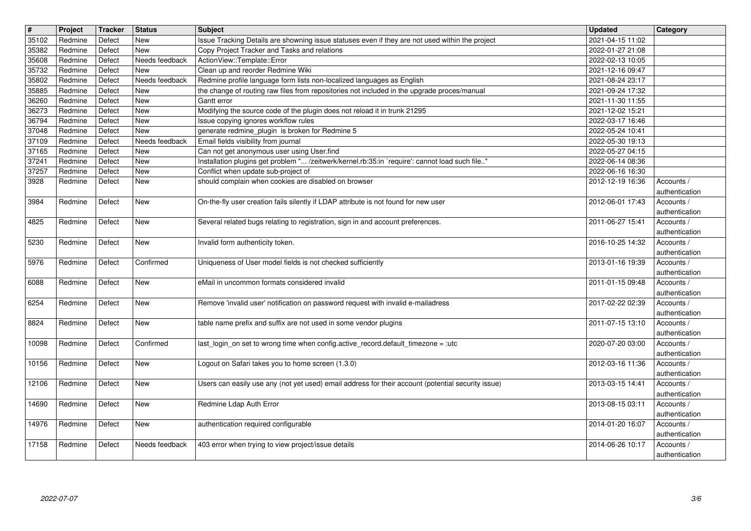| # | Project | Tracker | Status | Subject | Updated | Category |
| --- | --- | --- | --- | --- | --- | --- |
| 35102 | Redmine | Defect | New | Issue Tracking Details are showning issue statuses even if they are not used within the project | 2021-04-15 11:02 | |
| 35382 | Redmine | Defect | New | Copy Project Tracker and Tasks and relations | 2022-01-27 21:08 | |
| 35608 | Redmine | Defect | Needs feedback | ActionView::Template::Error | 2022-02-13 10:05 | |
| 35732 | Redmine | Defect | New | Clean up and reorder Redmine Wiki | 2021-12-16 09:47 | |
| 35802 | Redmine | Defect | Needs feedback | Redmine profile language form lists non-localized languages as English | 2021-08-24 23:17 | |
| 35885 | Redmine | Defect | New | the change of routing raw files from repositories not included in the upgrade proces/manual | 2021-09-24 17:32 | |
| 36260 | Redmine | Defect | New | Gantt error | 2021-11-30 11:55 | |
| 36273 | Redmine | Defect | New | Modifying the source code of the plugin does not reload it in trunk 21295 | 2021-12-02 15:21 | |
| 36794 | Redmine | Defect | New | Issue copying ignores workflow rules | 2022-03-17 16:46 | |
| 37048 | Redmine | Defect | New | generate redmine_plugin is broken for Redmine 5 | 2022-05-24 10:41 | |
| 37109 | Redmine | Defect | Needs feedback | Email fields visibility from journal | 2022-05-30 19:13 | |
| 37165 | Redmine | Defect | New | Can not get anonymous user using User.find | 2022-05-27 04:15 | |
| 37241 | Redmine | Defect | New | Installation plugins get problem "... /zeitwerk/kernel.rb:35:in `require': cannot load such file.." | 2022-06-14 08:36 | |
| 37257 | Redmine | Defect | New | Conflict when update sub-project of | 2022-06-16 16:30 | |
| 3928 | Redmine | Defect | New | should complain when cookies are disabled on browser | 2012-12-19 16:36 | Accounts / authentication |
| 3984 | Redmine | Defect | New | On-the-fly user creation fails silently if LDAP attribute is not found for new user | 2012-06-01 17:43 | Accounts / authentication |
| 4825 | Redmine | Defect | New | Several related bugs relating to registration, sign in and account preferences. | 2011-06-27 15:41 | Accounts / authentication |
| 5230 | Redmine | Defect | New | Invalid form authenticity token. | 2016-10-25 14:32 | Accounts / authentication |
| 5976 | Redmine | Defect | Confirmed | Uniqueness of User model fields is not checked sufficiently | 2013-01-16 19:39 | Accounts / authentication |
| 6088 | Redmine | Defect | New | eMail in uncommon formats considered invalid | 2011-01-15 09:48 | Accounts / authentication |
| 6254 | Redmine | Defect | New | Remove 'invalid user' notification on password request with invalid e-mailadress | 2017-02-22 02:39 | Accounts / authentication |
| 8824 | Redmine | Defect | New | table name prefix and suffix are not used in some vendor plugins | 2011-07-15 13:10 | Accounts / authentication |
| 10098 | Redmine | Defect | Confirmed | last_login_on set to wrong time when config.active_record.default_timezone = :utc | 2020-07-20 03:00 | Accounts / authentication |
| 10156 | Redmine | Defect | New | Logout on Safari takes you to home screen (1.3.0) | 2012-03-16 11:36 | Accounts / authentication |
| 12106 | Redmine | Defect | New | Users can easily use any (not yet used) email address for their account (potential security issue) | 2013-03-15 14:41 | Accounts / authentication |
| 14690 | Redmine | Defect | New | Redmine Ldap Auth Error | 2013-08-15 03:11 | Accounts / authentication |
| 14976 | Redmine | Defect | New | authentication required configurable | 2014-01-20 16:07 | Accounts / authentication |
| 17158 | Redmine | Defect | Needs feedback | 403 error when trying to view project/issue details | 2014-06-26 10:17 | Accounts / authentication |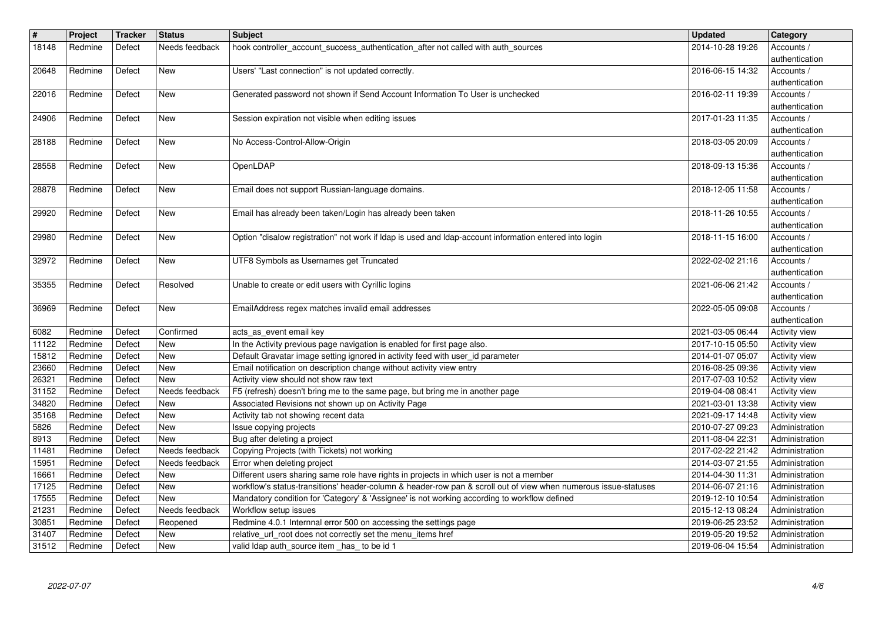| # | Project | Tracker | Status | Subject | Updated | Category |
|---|---|---|---|---|---|---|
| 18148 | Redmine | Defect | Needs feedback | hook controller_account_success_authentication_after not called with auth_sources | 2014-10-28 19:26 | Accounts / authentication |
| 20648 | Redmine | Defect | New | Users' "Last connection" is not updated correctly. | 2016-06-15 14:32 | Accounts / authentication |
| 22016 | Redmine | Defect | New | Generated password not shown if Send Account Information To User is unchecked | 2016-02-11 19:39 | Accounts / authentication |
| 24906 | Redmine | Defect | New | Session expiration not visible when editing issues | 2017-01-23 11:35 | Accounts / authentication |
| 28188 | Redmine | Defect | New | No Access-Control-Allow-Origin | 2018-03-05 20:09 | Accounts / authentication |
| 28558 | Redmine | Defect | New | OpenLDAP | 2018-09-13 15:36 | Accounts / authentication |
| 28878 | Redmine | Defect | New | Email does not support Russian-language domains. | 2018-12-05 11:58 | Accounts / authentication |
| 29920 | Redmine | Defect | New | Email has already been taken/Login has already been taken | 2018-11-26 10:55 | Accounts / authentication |
| 29980 | Redmine | Defect | New | Option "disalow registration" not work if ldap is used and ldap-account information entered into login | 2018-11-15 16:00 | Accounts / authentication |
| 32972 | Redmine | Defect | New | UTF8 Symbols as Usernames get Truncated | 2022-02-02 21:16 | Accounts / authentication |
| 35355 | Redmine | Defect | Resolved | Unable to create or edit users with Cyrillic logins | 2021-06-06 21:42 | Accounts / authentication |
| 36969 | Redmine | Defect | New | EmailAddress regex matches invalid email addresses | 2022-05-05 09:08 | Accounts / authentication |
| 6082 | Redmine | Defect | Confirmed | acts_as_event email key | 2021-03-05 06:44 | Activity view |
| 11122 | Redmine | Defect | New | In the Activity previous page navigation is enabled for first page also. | 2017-10-15 05:50 | Activity view |
| 15812 | Redmine | Defect | New | Default Gravatar image setting ignored in activity feed with user_id parameter | 2014-01-07 05:07 | Activity view |
| 23660 | Redmine | Defect | New | Email notification on description change without activity view entry | 2016-08-25 09:36 | Activity view |
| 26321 | Redmine | Defect | New | Activity view should not show raw text | 2017-07-03 10:52 | Activity view |
| 31152 | Redmine | Defect | Needs feedback | F5 (refresh) doesn't bring me to the same page, but bring me in another page | 2019-04-08 08:41 | Activity view |
| 34820 | Redmine | Defect | New | Associated Revisions not shown up on Activity Page | 2021-03-01 13:38 | Activity view |
| 35168 | Redmine | Defect | New | Activity tab not showing recent data | 2021-09-17 14:48 | Activity view |
| 5826 | Redmine | Defect | New | Issue copying projects | 2010-07-27 09:23 | Administration |
| 8913 | Redmine | Defect | New | Bug after deleting a project | 2011-08-04 22:31 | Administration |
| 11481 | Redmine | Defect | Needs feedback | Copying Projects (with Tickets) not working | 2017-02-22 21:42 | Administration |
| 15951 | Redmine | Defect | Needs feedback | Error when deleting project | 2014-03-07 21:55 | Administration |
| 16661 | Redmine | Defect | New | Different users sharing same role have rights in projects in which user is not a member | 2014-04-30 11:31 | Administration |
| 17125 | Redmine | Defect | New | workflow's status-transitions' header-column & header-row pan & scroll out of view when numerous issue-statuses | 2014-06-07 21:16 | Administration |
| 17555 | Redmine | Defect | New | Mandatory condition for 'Category' & 'Assignee' is not working according to workflow defined | 2019-12-10 10:54 | Administration |
| 21231 | Redmine | Defect | Needs feedback | Workflow setup issues | 2015-12-13 08:24 | Administration |
| 30851 | Redmine | Defect | Reopened | Redmine 4.0.1 Internnal error 500 on accessing the settings page | 2019-06-25 23:52 | Administration |
| 31407 | Redmine | Defect | New | relative_url_root does not correctly set the menu_items href | 2019-05-20 19:52 | Administration |
| 31512 | Redmine | Defect | New | valid ldap auth_source item _has_ to be id 1 | 2019-06-04 15:54 | Administration |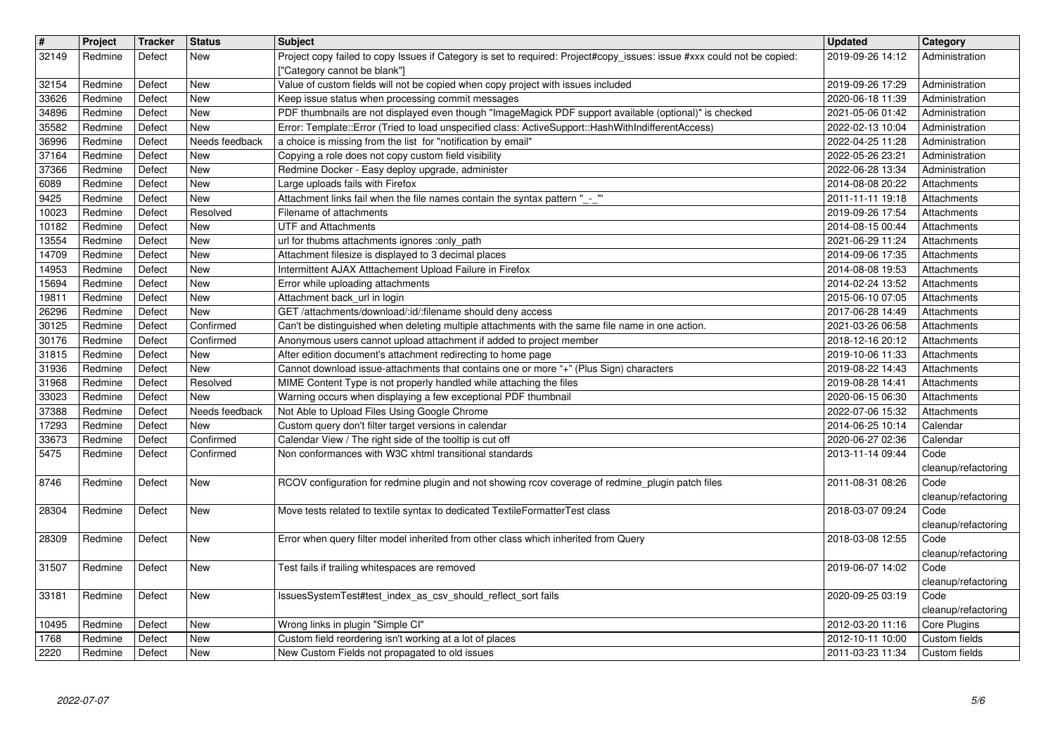| # | Project | Tracker | Status | Subject | Updated | Category |
|---|---|---|---|---|---|---|
| 32149 | Redmine | Defect | New | Project copy failed to copy Issues if Category is set to required: Project#copy_issues: issue #xxx could not be copied: ["Category cannot be blank"] | 2019-09-26 14:12 | Administration |
| 32154 | Redmine | Defect | New | Value of custom fields will not be copied when copy project with issues included | 2019-09-26 17:29 | Administration |
| 33626 | Redmine | Defect | New | Keep issue status when processing commit messages | 2020-06-18 11:39 | Administration |
| 34896 | Redmine | Defect | New | PDF thumbnails are not displayed even though "ImageMagick PDF support available (optional)" is checked | 2021-05-06 01:42 | Administration |
| 35582 | Redmine | Defect | New | Error: Template::Error (Tried to load unspecified class: ActiveSupport::HashWithIndifferentAccess) | 2022-02-13 10:04 | Administration |
| 36996 | Redmine | Defect | Needs feedback | a choice is missing from the list for "notification by email" | 2022-04-25 11:28 | Administration |
| 37164 | Redmine | Defect | New | Copying a role does not copy custom field visibility | 2022-05-26 23:21 | Administration |
| 37366 | Redmine | Defect | New | Redmine Docker - Easy deploy upgrade, administer | 2022-06-28 13:34 | Administration |
| 6089 | Redmine | Defect | New | Large uploads fails with Firefox | 2014-08-08 20:22 | Attachments |
| 9425 | Redmine | Defect | New | Attachment links fail when the file names contain the syntax pattern "_-_" | 2011-11-11 19:18 | Attachments |
| 10023 | Redmine | Defect | Resolved | Filename of attachments | 2019-09-26 17:54 | Attachments |
| 10182 | Redmine | Defect | New | UTF and Attachments | 2014-08-15 00:44 | Attachments |
| 13554 | Redmine | Defect | New | url for thubms attachments ignores :only_path | 2021-06-29 11:24 | Attachments |
| 14709 | Redmine | Defect | New | Attachment filesize is displayed to 3 decimal places | 2014-09-06 17:35 | Attachments |
| 14953 | Redmine | Defect | New | Intermittent AJAX Atttachement Upload Failure in Firefox | 2014-08-08 19:53 | Attachments |
| 15694 | Redmine | Defect | New | Error while uploading attachments | 2014-02-24 13:52 | Attachments |
| 19811 | Redmine | Defect | New | Attachment back_url in login | 2015-06-10 07:05 | Attachments |
| 26296 | Redmine | Defect | New | GET /attachments/download/:id/:filename should deny access | 2017-06-28 14:49 | Attachments |
| 30125 | Redmine | Defect | Confirmed | Can't be distinguished when deleting multiple attachments with the same file name in one action. | 2021-03-26 06:58 | Attachments |
| 30176 | Redmine | Defect | Confirmed | Anonymous users cannot upload attachment if added to project member | 2018-12-16 20:12 | Attachments |
| 31815 | Redmine | Defect | New | After edition document's attachment redirecting to home page | 2019-10-06 11:33 | Attachments |
| 31936 | Redmine | Defect | New | Cannot download issue-attachments that contains one or more "+" (Plus Sign) characters | 2019-08-22 14:43 | Attachments |
| 31968 | Redmine | Defect | Resolved | MIME Content Type is not properly handled while attaching the files | 2019-08-28 14:41 | Attachments |
| 33023 | Redmine | Defect | New | Warning occurs when displaying a few exceptional PDF thumbnail | 2020-06-15 06:30 | Attachments |
| 37388 | Redmine | Defect | Needs feedback | Not Able to Upload Files Using Google Chrome | 2022-07-06 15:32 | Attachments |
| 17293 | Redmine | Defect | New | Custom query don't filter target versions in calendar | 2014-06-25 10:14 | Calendar |
| 33673 | Redmine | Defect | Confirmed | Calendar View / The right side of the tooltip is cut off | 2020-06-27 02:36 | Calendar |
| 5475 | Redmine | Defect | Confirmed | Non conformances with W3C xhtml transitional standards | 2013-11-14 09:44 | Code cleanup/refactoring |
| 8746 | Redmine | Defect | New | RCOV configuration for redmine plugin and not showing rcov coverage of redmine_plugin patch files | 2011-08-31 08:26 | Code cleanup/refactoring |
| 28304 | Redmine | Defect | New | Move tests related to textile syntax to dedicated TextileFormatterTest class | 2018-03-07 09:24 | Code cleanup/refactoring |
| 28309 | Redmine | Defect | New | Error when query filter model inherited from other class which inherited from Query | 2018-03-08 12:55 | Code cleanup/refactoring |
| 31507 | Redmine | Defect | New | Test fails if trailing whitespaces are removed | 2019-06-07 14:02 | Code cleanup/refactoring |
| 33181 | Redmine | Defect | New | IssuesSystemTest#test_index_as_csv_should_reflect_sort fails | 2020-09-25 03:19 | Code cleanup/refactoring |
| 10495 | Redmine | Defect | New | Wrong links in plugin "Simple CI" | 2012-03-20 11:16 | Core Plugins |
| 1768 | Redmine | Defect | New | Custom field reordering isn't working at a lot of places | 2012-10-11 10:00 | Custom fields |
| 2220 | Redmine | Defect | New | New Custom Fields not propagated to old issues | 2011-03-23 11:34 | Custom fields |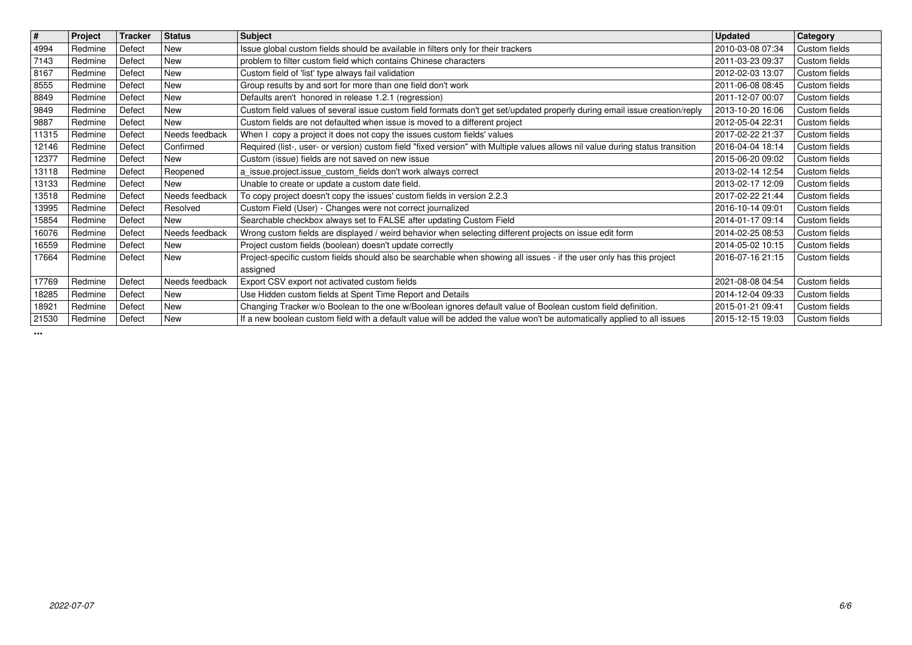| # | Project | Tracker | Status | Subject | Updated | Category |
|---|---|---|---|---|---|---|
| 4994 | Redmine | Defect | New | Issue global custom fields should be available in filters only for their trackers | 2010-03-08 07:34 | Custom fields |
| 7143 | Redmine | Defect | New | problem to filter custom field which contains Chinese characters | 2011-03-23 09:37 | Custom fields |
| 8167 | Redmine | Defect | New | Custom field of 'list' type always fail validation | 2012-02-03 13:07 | Custom fields |
| 8555 | Redmine | Defect | New | Group results by and sort for more than one field don't work | 2011-06-08 08:45 | Custom fields |
| 8849 | Redmine | Defect | New | Defaults aren't honored in release 1.2.1 (regression) | 2011-12-07 00:07 | Custom fields |
| 9849 | Redmine | Defect | New | Custom field values of several issue custom field formats don't get set/updated properly during email issue creation/reply | 2013-10-20 16:06 | Custom fields |
| 9887 | Redmine | Defect | New | Custom fields are not defaulted when issue is moved to a different project | 2012-05-04 22:31 | Custom fields |
| 11315 | Redmine | Defect | Needs feedback | When I copy a project it does not copy the issues custom fields' values | 2017-02-22 21:37 | Custom fields |
| 12146 | Redmine | Defect | Confirmed | Required (list-, user- or version) custom field "fixed version" with Multiple values allows nil value during status transition | 2016-04-04 18:14 | Custom fields |
| 12377 | Redmine | Defect | New | Custom (issue) fields are not saved on new issue | 2015-06-20 09:02 | Custom fields |
| 13118 | Redmine | Defect | Reopened | a_issue.project.issue_custom_fields don't work always correct | 2013-02-14 12:54 | Custom fields |
| 13133 | Redmine | Defect | New | Unable to create or update a custom date field. | 2013-02-17 12:09 | Custom fields |
| 13518 | Redmine | Defect | Needs feedback | To copy project doesn't copy the issues' custom fields in version 2.2.3 | 2017-02-22 21:44 | Custom fields |
| 13995 | Redmine | Defect | Resolved | Custom Field (User) - Changes were not correct journalized | 2016-10-14 09:01 | Custom fields |
| 15854 | Redmine | Defect | New | Searchable checkbox always set to FALSE after updating Custom Field | 2014-01-17 09:14 | Custom fields |
| 16076 | Redmine | Defect | Needs feedback | Wrong custom fields are displayed / weird behavior when selecting different projects on issue edit form | 2014-02-25 08:53 | Custom fields |
| 16559 | Redmine | Defect | New | Project custom fields (boolean) doesn't update correctly | 2014-05-02 10:15 | Custom fields |
| 17664 | Redmine | Defect | New | Project-specific custom fields should also be searchable when showing all issues - if the user only has this project assigned | 2016-07-16 21:15 | Custom fields |
| 17769 | Redmine | Defect | Needs feedback | Export CSV export not activated custom fields | 2021-08-08 04:54 | Custom fields |
| 18285 | Redmine | Defect | New | Use Hidden custom fields at Spent Time Report and Details | 2014-12-04 09:33 | Custom fields |
| 18921 | Redmine | Defect | New | Changing Tracker w/o Boolean to the one w/Boolean ignores default value of Boolean custom field definition. | 2015-01-21 09:41 | Custom fields |
| 21530 | Redmine | Defect | New | If a new boolean custom field with a default value will be added the value won't be automatically applied to all issues | 2015-12-15 19:03 | Custom fields |

...